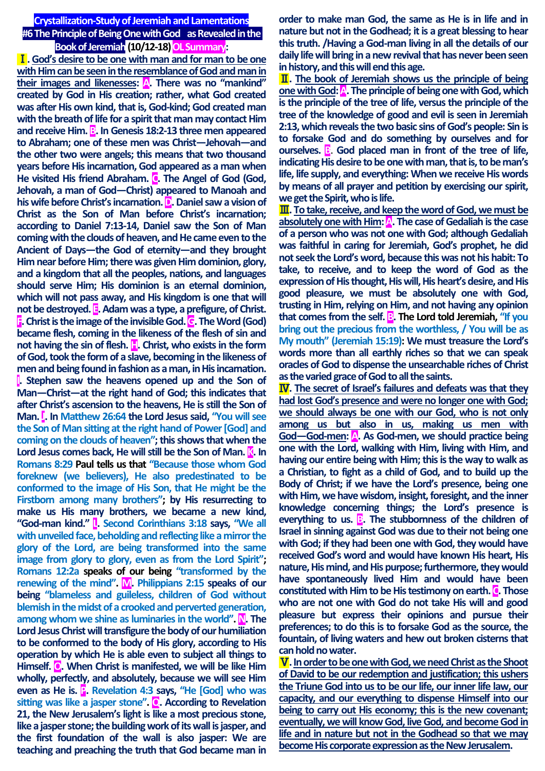# Crystallization-Study of Jeremiah and Lamentations
## #6 The Principle of Being One with God as Revealed in the Book of Jeremiah (10/12-18) OL Summary:

**Ⅰ. God's desire to be one with man and for man to be one with Him can be seen in the resemblance of God and man in their images and likenesses:** **A**. There was no "mankind" created by God in His creation; rather, what God created was after His own kind, that is, God-kind; God created man with the breath of life for a spirit that man may contact Him and receive Him. **B**. In Genesis 18:2-13 three men appeared to Abraham; one of these men was Christ—Jehovah—and the other two were angels; this means that two thousand years before His incarnation, God appeared as a man when He visited His friend Abraham. **C**. The Angel of God (God, Jehovah, a man of God—Christ) appeared to Manoah and his wife before Christ's incarnation. **D**. Daniel saw a vision of Christ as the Son of Man before Christ's incarnation; according to Daniel 7:13-14, Daniel saw the Son of Man coming with the clouds of heaven, and He came even to the Ancient of Days—the God of eternity—and they brought Him near before Him; there was given Him dominion, glory, and a kingdom that all the peoples, nations, and languages should serve Him; His dominion is an eternal dominion, which will not pass away, and His kingdom is one that will not be destroyed. **E**. Adam was a type, a prefigure, of Christ. **F**. Christ is the image of the invisible God. **G**. The Word (God) became flesh, coming in the likeness of the flesh of sin and not having the sin of flesh. **H**. Christ, who exists in the form of God, took the form of a slave, becoming in the likeness of men and being found in fashion as a man, in His incarnation. **I**. Stephen saw the heavens opened up and the Son of Man—Christ—at the right hand of God; this indicates that after Christ's ascension to the heavens, He is still the Son of Man. **J**. In Matthew 26:64 the Lord Jesus said, "You will see the Son of Man sitting at the right hand of Power [God] and coming on the clouds of heaven"; this shows that when the Lord Jesus comes back, He will still be the Son of Man. **K**. In Romans 8:29 Paul tells us that "Because those whom God foreknew (we believers), He also predestinated to be conformed to the image of His Son, that He might be the Firstborn among many brothers"; by His resurrecting to make us His many brothers, we became a new kind, "God-man kind." **L**. Second Corinthians 3:18 says, "We all with unveiled face, beholding and reflecting like a mirror the glory of the Lord, are being transformed into the same image from glory to glory, even as from the Lord Spirit"; Romans 12:2a speaks of our being "transformed by the renewing of the mind". **M**. Philippians 2:15 speaks of our being "blameless and guileless, children of God without blemish in the midst of a crooked and perverted generation, among whom we shine as luminaries in the world". **N**. The Lord Jesus Christ will transfigure the body of our humiliation to be conformed to the body of His glory, according to His operation by which He is able even to subject all things to Himself. **O**. When Christ is manifested, we will be like Him wholly, perfectly, and absolutely, because we will see Him even as He is. **P**. Revelation 4:3 says, "He [God] who was sitting was like a jasper stone". **Q**. According to Revelation 21, the New Jerusalem's light is like a most precious stone, like a jasper stone; the building work of its wall is jasper, and the first foundation of the wall is also jasper: We are teaching and preaching the truth that God became man in order to make man God, the same as He is in life and in nature but not in the Godhead; it is a great blessing to hear this truth. /Having a God-man living in all the details of our daily life will bring in a new revival that has never been seen in history, and this will end this age.

**Ⅱ. The book of Jeremiah shows us the principle of being one with God:** **A**. The principle of being one with God, which is the principle of the tree of life, versus the principle of the tree of the knowledge of good and evil is seen in Jeremiah 2:13, which reveals the two basic sins of God's people: Sin is to forsake God and do something by ourselves and for ourselves. **B**. God placed man in front of the tree of life, indicating His desire to be one with man, that is, to be man's life, life supply, and everything: When we receive His words by means of all prayer and petition by exercising our spirit, we get the Spirit, who is life.

**Ⅲ. To take, receive, and keep the word of God, we must be absolutely one with Him:** **A**. The case of Gedaliah is the case of a person who was not one with God; although Gedaliah was faithful in caring for Jeremiah, God's prophet, he did not seek the Lord's word, because this was not his habit: To take, to receive, and to keep the word of God as the expression of His thought, His will, His heart's desire, and His good pleasure, we must be absolutely one with God, trusting in Him, relying on Him, and not having any opinion that comes from the self. **B**. The Lord told Jeremiah, "If you bring out the precious from the worthless, / You will be as My mouth" (Jeremiah 15:19): We must treasure the Lord's words more than all earthly riches so that we can speak oracles of God to dispense the unsearchable riches of Christ as the varied grace of God to all the saints.

**Ⅳ. The secret of Israel's failures and defeats was that they had lost God's presence and were no longer one with God; we should always be one with our God, who is not only among us but also in us, making us men with God—God-men:** **A**. As God-men, we should practice being one with the Lord, walking with Him, living with Him, and having our entire being with Him; this is the way to walk as a Christian, to fight as a child of God, and to build up the Body of Christ; if we have the Lord's presence, being one with Him, we have wisdom, insight, foresight, and the inner knowledge concerning things; the Lord's presence is everything to us. **B**. The stubbornness of the children of Israel in sinning against God was due to their not being one with God; if they had been one with God, they would have received God's word and would have known His heart, His nature, His mind, and His purpose; furthermore, they would have spontaneously lived Him and would have been constituted with Him to be His testimony on earth. **C**. Those who are not one with God do not take His will and good pleasure but express their opinions and pursue their preferences; to do this is to forsake God as the source, the fountain, of living waters and hew out broken cisterns that can hold no water.

**Ⅴ. In order to be one with God, we need Christ as the Shoot of David to be our redemption and justification; this ushers the Triune God into us to be our life, our inner life law, our capacity, and our everything to dispense Himself into our being to carry out His economy; this is the new covenant; eventually, we will know God, live God, and become God in life and in nature but not in the Godhead so that we may become His corporate expression as the New Jerusalem.**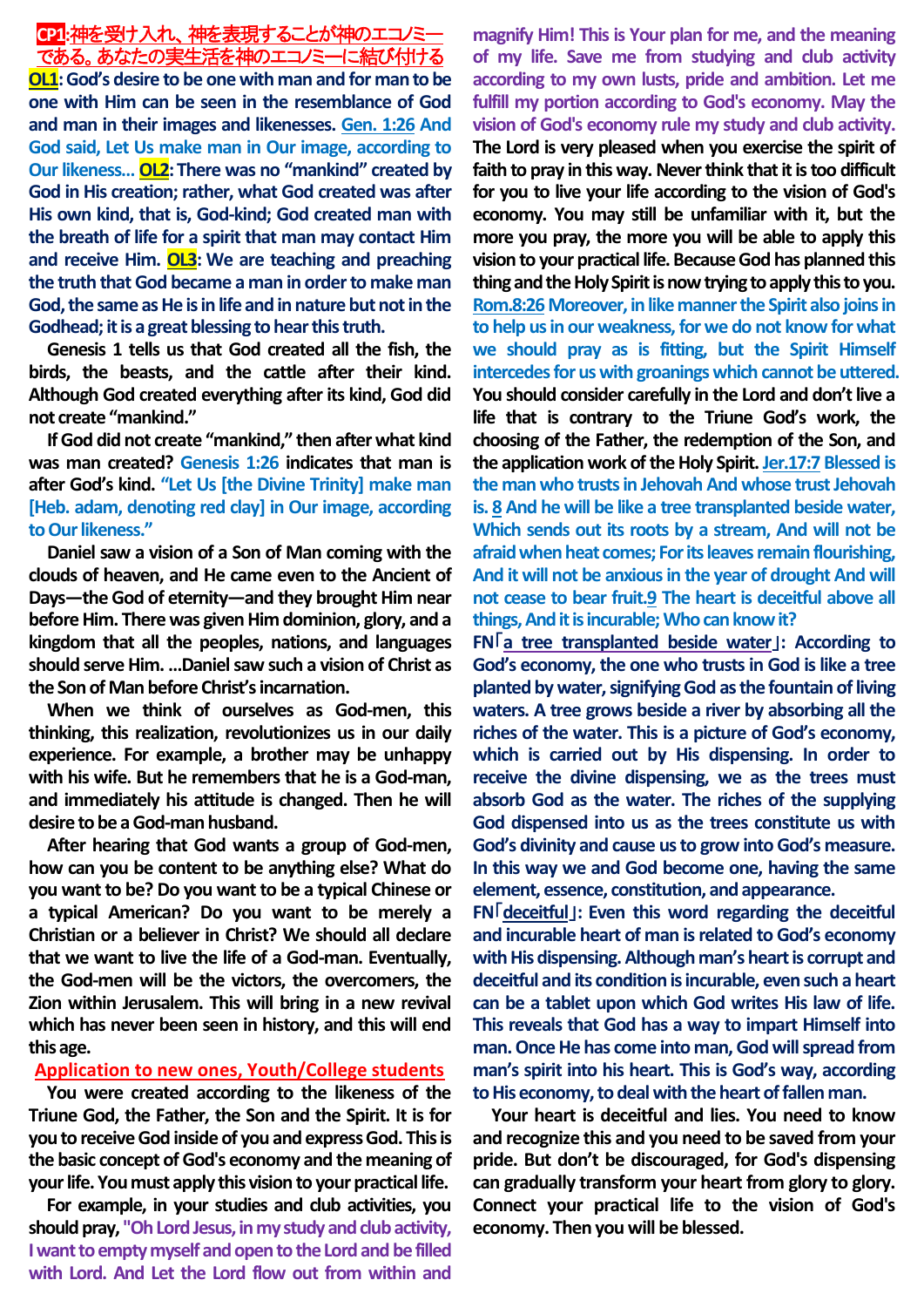**CP1:神を受け入れ、神を表現することが神のエコノミーである。あなたの実生活を神のエコノミーに結び付ける**

**OL1: God's desire to be one with man and for man to be one with Him can be seen in the resemblance of God and man in their images and likenesses.** Gen. 1:26 And God said, Let Us make man in Our image, according to Our likeness… **OL2: There was no "mankind" created by God in His creation; rather, what God created was after His own kind, that is, God-kind; God created man with the breath of life for a spirit that man may contact Him and receive Him. OL3: We are teaching and preaching the truth that God became a man in order to make man God, the same as He is in life and in nature but not in the Godhead; it is a great blessing to hear this truth.**

Genesis 1 tells us that God created all the fish, the birds, the beasts, and the cattle after their kind. Although God created everything after its kind, God did not create "mankind."

If God did not create "mankind," then after what kind was man created? Genesis 1:26 indicates that man is after God's kind. "Let Us [the Divine Trinity] make man [Heb. adam, denoting red clay] in Our image, according to Our likeness."

Daniel saw a vision of a Son of Man coming with the clouds of heaven, and He came even to the Ancient of Days—the God of eternity—and they brought Him near before Him. There was given Him dominion, glory, and a kingdom that all the peoples, nations, and languages should serve Him. …Daniel saw such a vision of Christ as the Son of Man before Christ's incarnation.

When we think of ourselves as God-men, this thinking, this realization, revolutionizes us in our daily experience. For example, a brother may be unhappy with his wife. But he remembers that he is a God-man, and immediately his attitude is changed. Then he will desire to be a God-man husband.

After hearing that God wants a group of God-men, how can you be content to be anything else? What do you want to be? Do you want to be a typical Chinese or a typical American? Do you want to be merely a Christian or a believer in Christ? We should all declare that we want to live the life of a God-man. Eventually, the God-men will be the victors, the overcomers, the Zion within Jerusalem. This will bring in a new revival which has never been seen in history, and this will end this age.

**Application to new ones, Youth/College students**

You were created according to the likeness of the Triune God, the Father, the Son and the Spirit. It is for you to receive God inside of you and express God. This is the basic concept of God's economy and the meaning of your life. You must apply this vision to your practical life.

For example, in your studies and club activities, you should pray, **"Oh Lord Jesus, in my study and club activity, I want to empty myself and open to the Lord and be filled with Lord. And Let the Lord flow out from within and magnify Him! This is Your plan for me, and the meaning of my life. Save me from studying and club activity according to my own lusts, pride and ambition. Let me fulfill my portion according to God's economy. May the vision of God's economy rule my study and club activity.**

The Lord is very pleased when you exercise the spirit of faith to pray in this way. Never think that it is too difficult for you to live your life according to the vision of God's economy. You may still be unfamiliar with it, but the more you pray, the more you will be able to apply this vision to your practical life. Because God has planned this thing and the Holy Spirit is now trying to apply this to you. Rom.8:26 Moreover, in like manner the Spirit also joins in to help us in our weakness, for we do not know for what we should pray as is fitting, but the Spirit Himself intercedes for us with groanings which cannot be uttered.

You should consider carefully in the Lord and don't live a life that is contrary to the Triune God's work, the choosing of the Father, the redemption of the Son, and the application work of the Holy Spirit. Jer.17:7 Blessed is the man who trusts in Jehovah And whose trust Jehovah is. 8 And he will be like a tree transplanted beside water, Which sends out its roots by a stream, And will not be afraid when heat comes; For its leaves remain flourishing, And it will not be anxious in the year of drought And will not cease to bear fruit. 9 The heart is deceitful above all things, And it is incurable; Who can know it?

FN「a tree transplanted beside water」: According to God's economy, the one who trusts in God is like a tree planted by water, signifying God as the fountain of living waters. A tree grows beside a river by absorbing all the riches of the water. This is a picture of God's economy, which is carried out by His dispensing. In order to receive the divine dispensing, we as the trees must absorb God as the water. The riches of the supplying God dispensed into us as the trees constitute us with God's divinity and cause us to grow into God's measure. In this way we and God become one, having the same element, essence, constitution, and appearance.

FN「deceitful」: Even this word regarding the deceitful and incurable heart of man is related to God's economy with His dispensing. Although man's heart is corrupt and deceitful and its condition is incurable, even such a heart can be a tablet upon which God writes His law of life. This reveals that God has a way to impart Himself into man. Once He has come into man, God will spread from man's spirit into his heart. This is God's way, according to His economy, to deal with the heart of fallen man.

Your heart is deceitful and lies. You need to know and recognize this and you need to be saved from your pride. But don't be discouraged, for God's dispensing can gradually transform your heart from glory to glory. Connect your practical life to the vision of God's economy. Then you will be blessed.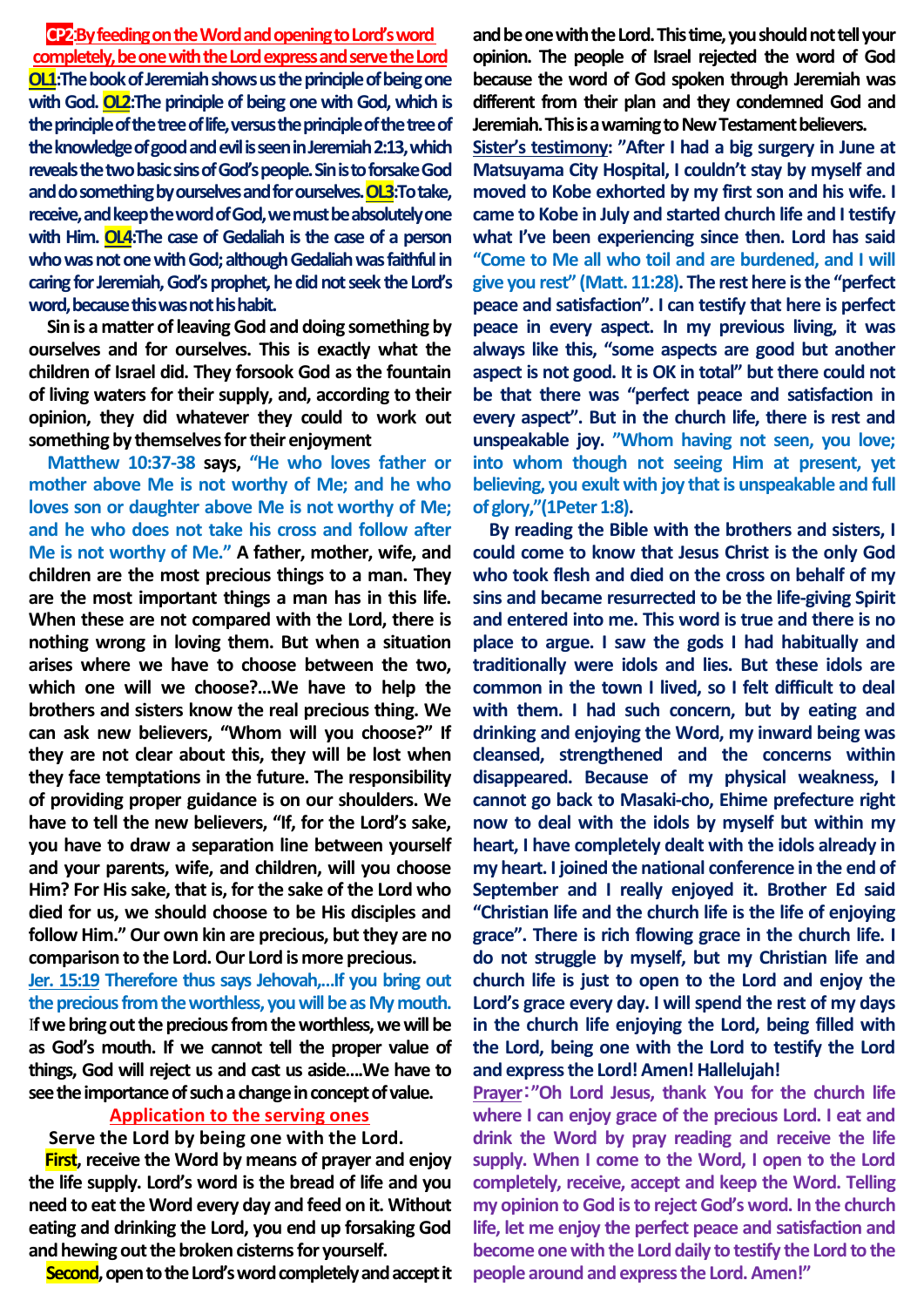**CP2:By feeding on the Word and opening to Lord's word completely, be one with the Lord express and serve the Lord**

**OL1:The book of Jeremiah shows us the principle of being one with God. OL2:The principle of being one with God, which is the principle of the tree of life, versus the principle of the tree of the knowledge of good and evil is seen in Jeremiah 2:13, which reveals the two basic sins of God's people. Sin is to forsake God and do something by ourselves and for ourselves. OL3:To take, receive, and keep the word of God, we must be absolutely one with Him. OL4:The case of Gedaliah is the case of a person who was not one with God; although Gedaliah was faithful in caring for Jeremiah, God's prophet, he did not seek the Lord's word, because this was not his habit.**

**Sin is a matter of leaving God and doing something by ourselves and for ourselves. This is exactly what the children of Israel did. They forsook God as the fountain of living waters for their supply, and, according to their opinion, they did whatever they could to work out something by themselves for their enjoyment**

**Matthew 10:37-38 says, "He who loves father or mother above Me is not worthy of Me; and he who loves son or daughter above Me is not worthy of Me; and he who does not take his cross and follow after Me is not worthy of Me." A father, mother, wife, and children are the most precious things to a man. They are the most important things a man has in this life. When these are not compared with the Lord, there is nothing wrong in loving them. But when a situation arises where we have to choose between the two, which one will we choose?...We have to help the brothers and sisters know the real precious thing. We can ask new believers, "Whom will you choose?" If they are not clear about this, they will be lost when they face temptations in the future. The responsibility of providing proper guidance is on our shoulders. We have to tell the new believers, "If, for the Lord's sake, you have to draw a separation line between yourself and your parents, wife, and children, will you choose Him? For His sake, that is, for the sake of the Lord who died for us, we should choose to be His disciples and follow Him." Our own kin are precious, but they are no comparison to the Lord. Our Lord is more precious.**

**Jer. 15:19 Therefore thus says Jehovah,...If you bring out the precious from the worthless, you will be as My mouth.**

**If we bring out the precious from the worthless, we will be as God's mouth. If we cannot tell the proper value of things, God will reject us and cast us aside....We have to see the importance of such a change in concept of value.**

## Application to the serving ones

**Serve the Lord by being one with the Lord.**

**First, receive the Word by means of prayer and enjoy the life supply. Lord's word is the bread of life and you need to eat the Word every day and feed on it. Without eating and drinking the Lord, you end up forsaking God and hewing out the broken cisterns for yourself.**

**Second, open to the Lord's word completely and accept it and be one with the Lord. This time, you should not tell your opinion. The people of Israel rejected the word of God because the word of God spoken through Jeremiah was different from their plan and they condemned God and Jeremiah. This is a warning to New Testament believers.**

**Sister's testimony: "After I had a big surgery in June at Matsuyama City Hospital, I couldn't stay by myself and moved to Kobe exhorted by my first son and his wife. I came to Kobe in July and started church life and I testify what I've been experiencing since then. Lord has said "Come to Me all who toil and are burdened, and I will give you rest" (Matt. 11:28). The rest here is the "perfect peace and satisfaction". I can testify that here is perfect peace in every aspect. In my previous living, it was always like this, "some aspects are good but another aspect is not good. It is OK in total" but there could not be that there was "perfect peace and satisfaction in every aspect". But in the church life, there is rest and unspeakable joy. "Whom having not seen, you love; into whom though not seeing Him at present, yet believing, you exult with joy that is unspeakable and full of glory,"(1Peter 1:8).**

**By reading the Bible with the brothers and sisters, I could come to know that Jesus Christ is the only God who took flesh and died on the cross on behalf of my sins and became resurrected to be the life-giving Spirit and entered into me. This word is true and there is no place to argue. I saw the gods I had habitually and traditionally were idols and lies. But these idols are common in the town I lived, so I felt difficult to deal with them. I had such concern, but by eating and drinking and enjoying the Word, my inward being was cleansed, strengthened and the concerns within disappeared. Because of my physical weakness, I cannot go back to Masaki-cho, Ehime prefecture right now to deal with the idols by myself but within my heart, I have completely dealt with the idols already in my heart. I joined the national conference in the end of September and I really enjoyed it. Brother Ed said "Christian life and the church life is the life of enjoying grace". There is rich flowing grace in the church life. I do not struggle by myself, but my Christian life and church life is just to open to the Lord and enjoy the Lord's grace every day. I will spend the rest of my days in the church life enjoying the Lord, being filled with the Lord, being one with the Lord to testify the Lord and express the Lord! Amen! Hallelujah!**

**Prayer:"Oh Lord Jesus, thank You for the church life where I can enjoy grace of the precious Lord. I eat and drink the Word by pray reading and receive the life supply. When I come to the Word, I open to the Lord completely, receive, accept and keep the Word. Telling my opinion to God is to reject God's word. In the church life, let me enjoy the perfect peace and satisfaction and become one with the Lord daily to testify the Lord to the people around and express the Lord. Amen!"**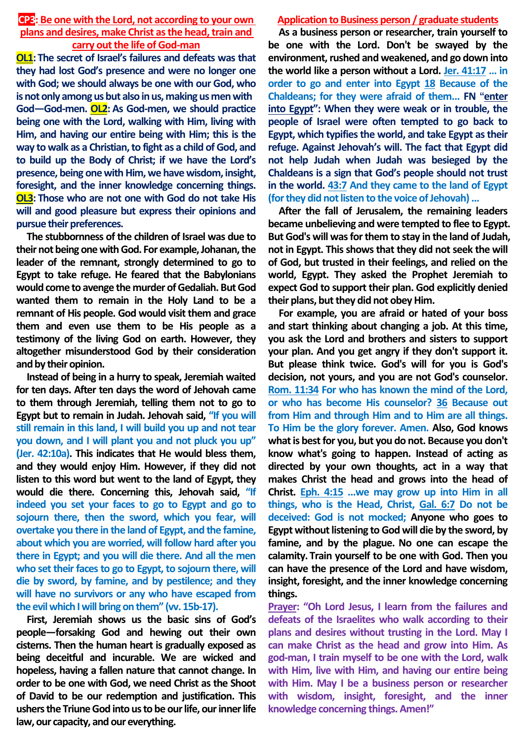## CP3: Be one with the Lord, not according to your own plans and desires, make Christ as the head, train and carry out the life of God-man

**OL1: The secret of Israel's failures and defeats was that they had lost God's presence and were no longer one with God; we should always be one with our God, who is not only among us but also in us, making us men with God—God-men. OL2: As God-men, we should practice being one with the Lord, walking with Him, living with Him, and having our entire being with Him; this is the way to walk as a Christian, to fight as a child of God, and to build up the Body of Christ; if we have the Lord's presence, being one with Him, we have wisdom, insight, foresight, and the inner knowledge concerning things. OL3: Those who are not one with God do not take His will and good pleasure but express their opinions and pursue their preferences.**

The stubbornness of the children of Israel was due to their not being one with God. For example, Johanan, the leader of the remnant, strongly determined to go to Egypt to take refuge. He feared that the Babylonians would come to avenge the murder of Gedaliah. But God wanted them to remain in the Holy Land to be a remnant of His people. God would visit them and grace them and even use them to be His people as a testimony of the living God on earth. However, they altogether misunderstood God by their consideration and by their opinion.

Instead of being in a hurry to speak, Jeremiah waited for ten days. After ten days the word of Jehovah came to them through Jeremiah, telling them not to go to Egypt but to remain in Judah. Jehovah said, **"If you will still remain in this land, I will build you up and not tear you down, and I will plant you and not pluck you up" (Jer. 42:10a).** This indicates that He would bless them, and they would enjoy Him. However, if they did not listen to this word but went to the land of Egypt, they would die there. Concerning this, Jehovah said, **"If indeed you set your faces to go to Egypt and go to sojourn there, then the sword, which you fear, will overtake you there in the land of Egypt, and the famine, about which you are worried, will follow hard after you there in Egypt; and you will die there. And all the men who set their faces to go to Egypt, to sojourn there, will die by sword, by famine, and by pestilence; and they will have no survivors or any who have escaped from the evil which I will bring on them" (vv. 15b-17).**

First, Jeremiah shows us the basic sins of God's people—forsaking God and hewing out their own cisterns. Then the human heart is gradually exposed as being deceitful and incurable. We are wicked and hopeless, having a fallen nature that cannot change. In order to be one with God, we need Christ as the Shoot of David to be our redemption and justification. This ushers the Triune God into us to be our life, our inner life law, our capacity, and our everything.

### Application to Business person / graduate students

As a business person or researcher, train yourself to be one with the Lord. Don't be swayed by the environment, rushed and weakened, and go down into the world like a person without a Lord. **Jer. 41:17 ... in order to go and enter into Egypt 18 Because of the Chaldeans; for they were afraid of them... FN "enter into Egypt": When they were weak or in trouble, the people of Israel were often tempted to go back to Egypt, which typifies the world, and take Egypt as their refuge. Against Jehovah's will. The fact that Egypt did not help Judah when Judah was besieged by the Chaldeans is a sign that God's people should not trust in the world. 43:7 And they came to the land of Egypt (for they did not listen to the voice of Jehovah) ...**

After the fall of Jerusalem, the remaining leaders became unbelieving and were tempted to flee to Egypt. But God's will was for them to stay in the land of Judah, not in Egypt. This shows that they did not seek the will of God, but trusted in their feelings, and relied on the world, Egypt. They asked the Prophet Jeremiah to expect God to support their plan. God explicitly denied their plans, but they did not obey Him.

For example, you are afraid or hated of your boss and start thinking about changing a job. At this time, you ask the Lord and brothers and sisters to support your plan. And you get angry if they don't support it. But please think twice. God's will for you is God's decision, not yours, and you are not God's counselor. **Rom. 11:34 For who has known the mind of the Lord, or who has become His counselor? 36 Because out from Him and through Him and to Him are all things. To Him be the glory forever. Amen.** Also, God knows what is best for you, but you do not. Because you don't know what's going to happen. Instead of acting as directed by your own thoughts, act in a way that makes Christ the head and grows into the head of Christ. **Eph. 4:15 ...we may grow up into Him in all things, who is the Head, Christ, Gal. 6:7 Do not be deceived: God is not mocked;** Anyone who goes to Egypt without listening to God will die by the sword, by famine, and by the plague. No one can escape the calamity. Train yourself to be one with God. Then you can have the presence of the Lord and have wisdom, insight, foresight, and the inner knowledge concerning things.

**Prayer: "Oh Lord Jesus, I learn from the failures and defeats of the Israelites who walk according to their plans and desires without trusting in the Lord. May I can make Christ as the head and grow into Him. As god-man, I train myself to be one with the Lord, walk with Him, live with Him, and having our entire being with Him. May I be a business person or researcher with wisdom, insight, foresight, and the inner knowledge concerning things. Amen!"**